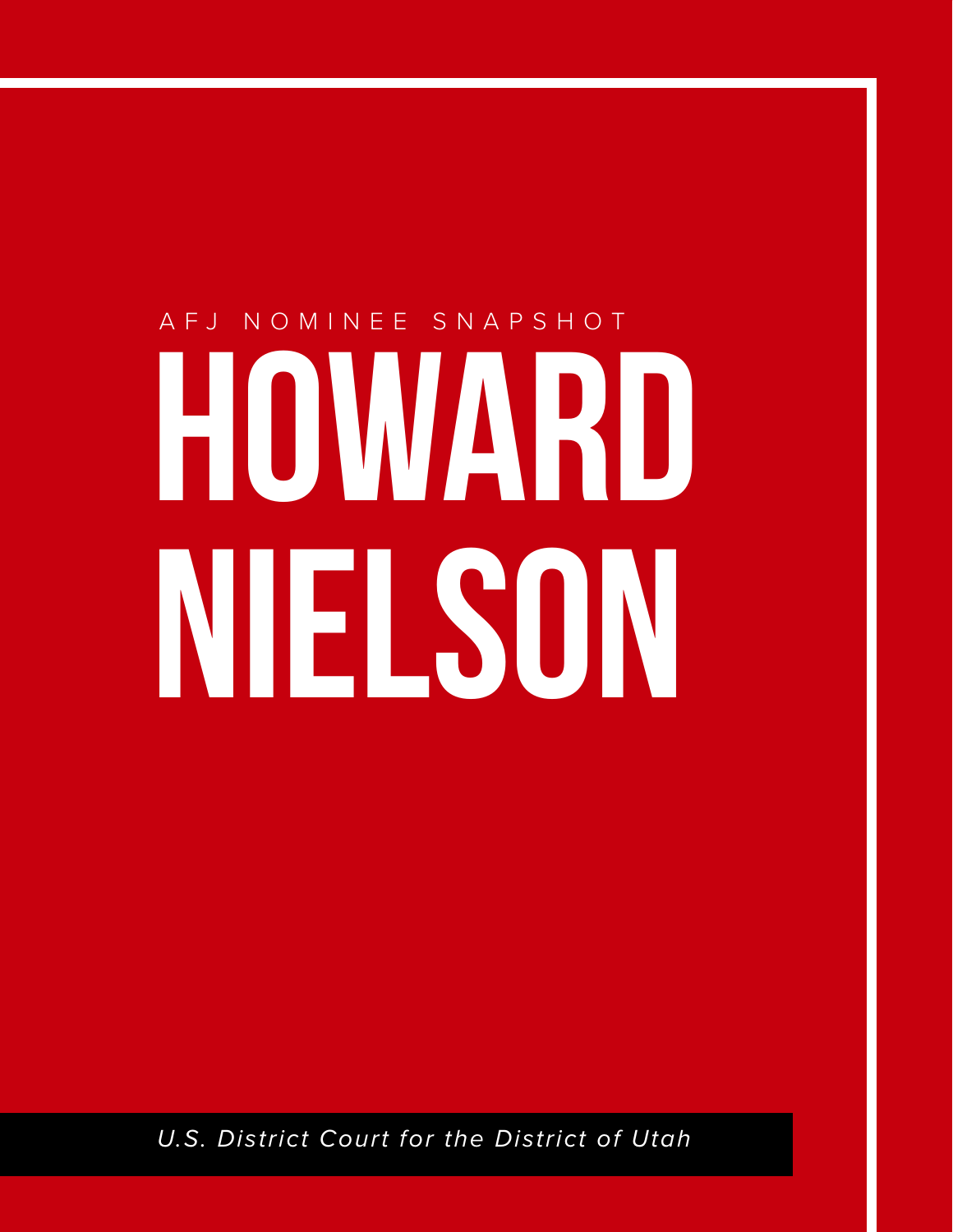AFJ NOMINEE SNAPSHOT

# HOWARD NIELSON

*U.S. District Court for the District of Utah*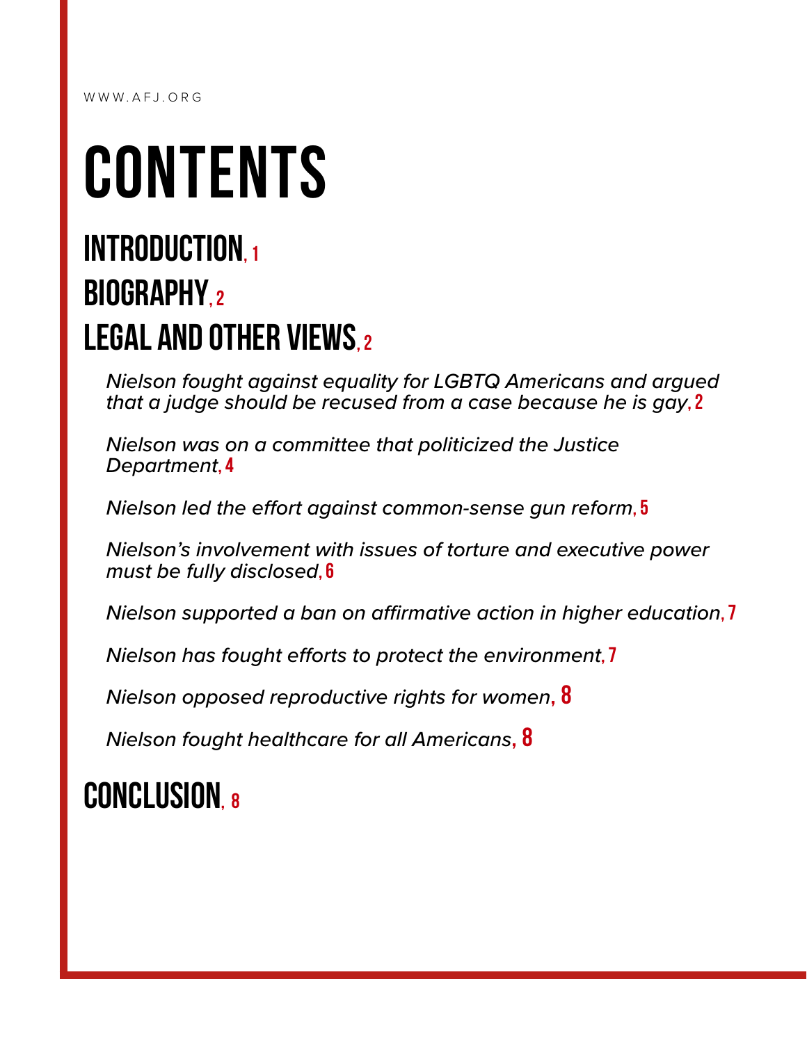# CONTENTS

## INTRODUCTION, 1

## BIOGRAPHY, 2

## LEGAL AND OTHER VIEWS, 2

*Nielson fought against equality for LGBTQ Americans and argued that a judge should be recused from a case because he is gay*, 2

*Nielson was on a committee that politicized the Justice Department*, 4

*Nielson led the effort against common-sense gun reform*, 5

*Nielson's involvement with issues of torture and executive power must be fully disclosed*, 6

*Nielson supported a ban on affirmative action in higher education*, 7

*Nielson has fought efforts to protect the environment*, 7

*Nielson opposed reproductive rights for women*, 8

*Nielson fought healthcare for all Americans*, 8

## CONCLUSION, 8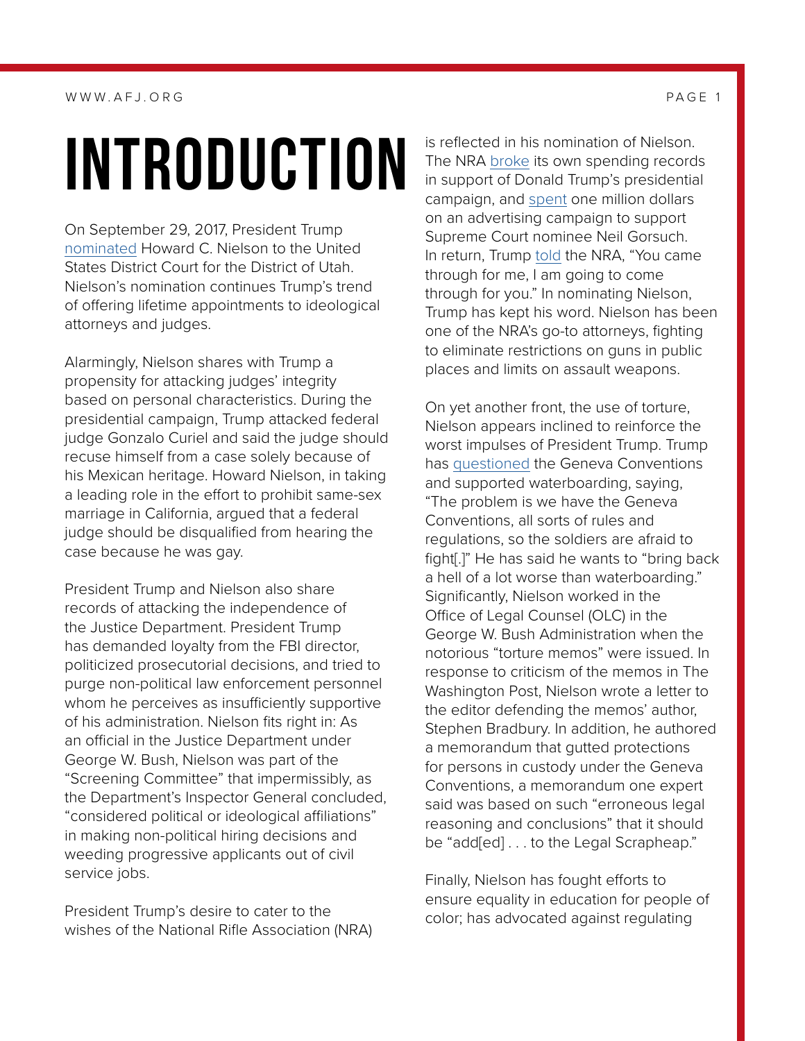# INTRODUCTION

On September 29, 2017, President Trump nominated Howard C. Nielson to the United States District Court for the District of Utah. Nielson's nomination continues Trump's trend of offering lifetime appointments to ideological attorneys and judges.

Alarmingly, Nielson shares with Trump a propensity for attacking judges' integrity based on personal characteristics. During the presidential campaign, Trump attacked federal judge Gonzalo Curiel and said the judge should recuse himself from a case solely because of his Mexican heritage. Howard Nielson, in taking a leading role in the effort to prohibit same-sex marriage in California, argued that a federal judge should be disqualified from hearing the case because he was gay.

President Trump and Nielson also share records of attacking the independence of the Justice Department. President Trump has demanded loyalty from the FBI director, politicized prosecutorial decisions, and tried to purge non-political law enforcement personnel whom he perceives as insufficiently supportive of his administration. Nielson fits right in: As an official in the Justice Department under George W. Bush, Nielson was part of the "Screening Committee" that impermissibly, as the Department's Inspector General concluded, "considered political or ideological affiliations" in making non-political hiring decisions and weeding progressive applicants out of civil service jobs.

President Trump's desire to cater to the wishes of the National Rifle Association (NRA) is reflected in his nomination of Nielson. The NRA broke its own spending records in support of Donald Trump's presidential campaign, and spent one million dollars on an advertising campaign to support Supreme Court nominee Neil Gorsuch. In return, Trump told the NRA, "You came through for me, I am going to come through for you." In nominating Nielson, Trump has kept his word. Nielson has been one of the NRA's go-to attorneys, fighting to eliminate restrictions on guns in public places and limits on assault weapons.

On yet another front, the use of torture, Nielson appears inclined to reinforce the worst impulses of President Trump. Trump has questioned the Geneva Conventions and supported waterboarding, saying, "The problem is we have the Geneva Conventions, all sorts of rules and regulations, so the soldiers are afraid to fight[.]" He has said he wants to "bring back a hell of a lot worse than waterboarding." Significantly, Nielson worked in the Office of Legal Counsel (OLC) in the George W. Bush Administration when the notorious "torture memos" were issued. In response to criticism of the memos in The Washington Post, Nielson wrote a letter to the editor defending the memos' author, Stephen Bradbury. In addition, he authored a memorandum that gutted protections for persons in custody under the Geneva Conventions, a memorandum one expert said was based on such "erroneous legal reasoning and conclusions" that it should be "add[ed] . . . to the Legal Scrapheap."

Finally, Nielson has fought efforts to ensure equality in education for people of color; has advocated against regulating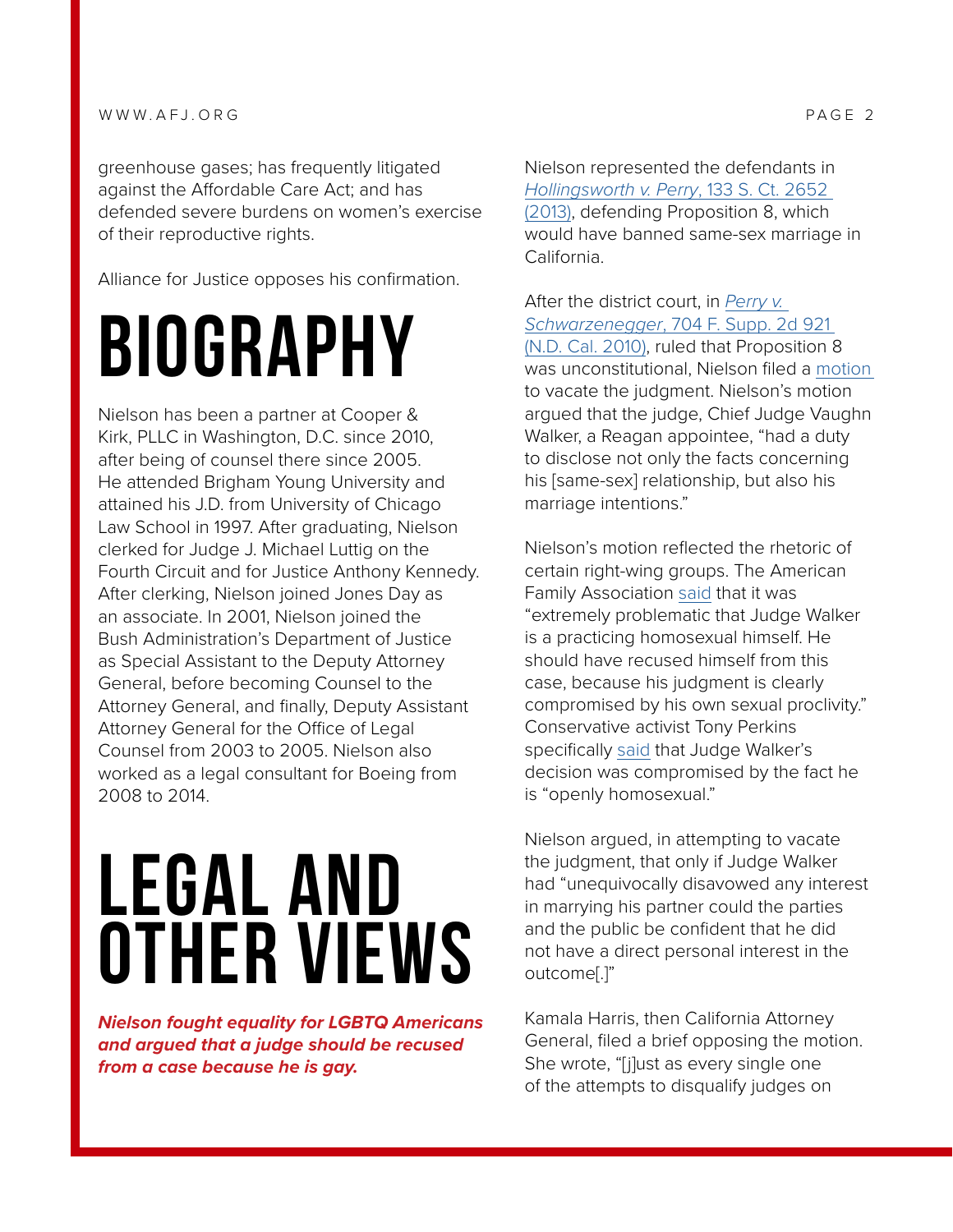greenhouse gases; has frequently litigated against the Affordable Care Act; and has defended severe burdens on women's exercise of their reproductive rights.

Alliance for Justice opposes his confirmation.

# BIOGRAPHY

Nielson has been a partner at Cooper & Kirk, PLLC in Washington, D.C. since 2010, after being of counsel there since 2005. He attended Brigham Young University and attained his J.D. from University of Chicago Law School in 1997. After graduating, Nielson clerked for Judge J. Michael Luttig on the Fourth Circuit and for Justice Anthony Kennedy. After clerking, Nielson joined Jones Day as an associate. In 2001, Nielson joined the Bush Administration's Department of Justice as Special Assistant to the Deputy Attorney General, before becoming Counsel to the Attorney General, and finally, Deputy Assistant Attorney General for the Office of Legal Counsel from 2003 to 2005. Nielson also worked as a legal consultant for Boeing from 2008 to 2014.

# LEGAL AND OTHER VIEWS

***Nielson fought equality for LGBTQ Americans and argued that a judge should be recused from a case because he is gay.***

Nielson represented the defendants in *Hollingsworth v. Perry*, 133 S. Ct. 2652 (2013), defending Proposition 8, which would have banned same-sex marriage in California.

After the district court, in *Perry v. Schwarzenegger*, 704 F. Supp. 2d 921 (N.D. Cal. 2010), ruled that Proposition 8 was unconstitutional, Nielson filed a motion to vacate the judgment. Nielson's motion argued that the judge, Chief Judge Vaughn Walker, a Reagan appointee, "had a duty to disclose not only the facts concerning his [same-sex] relationship, but also his marriage intentions."

Nielson's motion reflected the rhetoric of certain right-wing groups. The American Family Association said that it was "extremely problematic that Judge Walker is a practicing homosexual himself. He should have recused himself from this case, because his judgment is clearly compromised by his own sexual proclivity." Conservative activist Tony Perkins specifically said that Judge Walker's decision was compromised by the fact he is "openly homosexual."

Nielson argued, in attempting to vacate the judgment, that only if Judge Walker had "unequivocally disavowed any interest in marrying his partner could the parties and the public be confident that he did not have a direct personal interest in the outcome[.]"

Kamala Harris, then California Attorney General, filed a brief opposing the motion. She wrote, "[j]ust as every single one of the attempts to disqualify judges on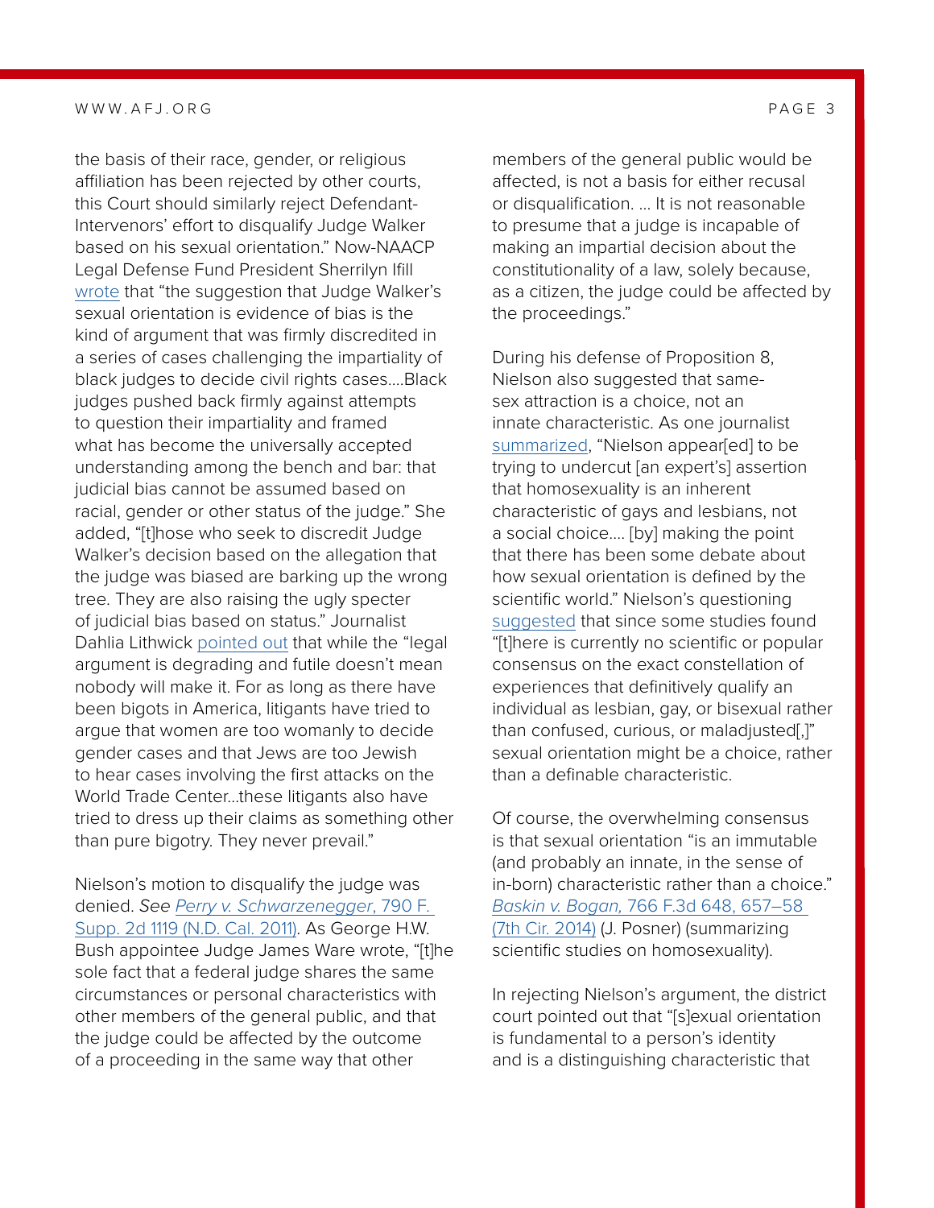the basis of their race, gender, or religious affiliation has been rejected by other courts, this Court should similarly reject Defendant-Intervenors' effort to disqualify Judge Walker based on his sexual orientation." Now-NAACP Legal Defense Fund President Sherrilyn Ifill wrote that "the suggestion that Judge Walker's sexual orientation is evidence of bias is the kind of argument that was firmly discredited in a series of cases challenging the impartiality of black judges to decide civil rights cases....Black judges pushed back firmly against attempts to question their impartiality and framed what has become the universally accepted understanding among the bench and bar: that judicial bias cannot be assumed based on racial, gender or other status of the judge." She added, "[t]hose who seek to discredit Judge Walker's decision based on the allegation that the judge was biased are barking up the wrong tree. They are also raising the ugly specter of judicial bias based on status." Journalist Dahlia Lithwick pointed out that while the "legal argument is degrading and futile doesn't mean nobody will make it. For as long as there have been bigots in America, litigants have tried to argue that women are too womanly to decide gender cases and that Jews are too Jewish to hear cases involving the first attacks on the World Trade Center...these litigants also have tried to dress up their claims as something other than pure bigotry. They never prevail."

Nielson's motion to disqualify the judge was denied. *See Perry v. Schwarzenegger*, 790 F. Supp. 2d 1119 (N.D. Cal. 2011). As George H.W. Bush appointee Judge James Ware wrote, "[t]he sole fact that a federal judge shares the same circumstances or personal characteristics with other members of the general public, and that the judge could be affected by the outcome of a proceeding in the same way that other members of the general public would be affected, is not a basis for either recusal or disqualification. ... It is not reasonable to presume that a judge is incapable of making an impartial decision about the constitutionality of a law, solely because, as a citizen, the judge could be affected by the proceedings."

During his defense of Proposition 8, Nielson also suggested that same-sex attraction is a choice, not an innate characteristic. As one journalist summarized, "Nielson appear[ed] to be trying to undercut [an expert's] assertion that homosexuality is an inherent characteristic of gays and lesbians, not a social choice.... [by] making the point that there has been some debate about how sexual orientation is defined by the scientific world." Nielson's questioning suggested that since some studies found "[t]here is currently no scientific or popular consensus on the exact constellation of experiences that definitively qualify an individual as lesbian, gay, or bisexual rather than confused, curious, or maladjusted[,]" sexual orientation might be a choice, rather than a definable characteristic.

Of course, the overwhelming consensus is that sexual orientation "is an immutable (and probably an innate, in the sense of in-born) characteristic rather than a choice." *Baskin v. Bogan,* 766 F.3d 648, 657–58 (7th Cir. 2014) (J. Posner) (summarizing scientific studies on homosexuality).

In rejecting Nielson's argument, the district court pointed out that "[s]exual orientation is fundamental to a person's identity and is a distinguishing characteristic that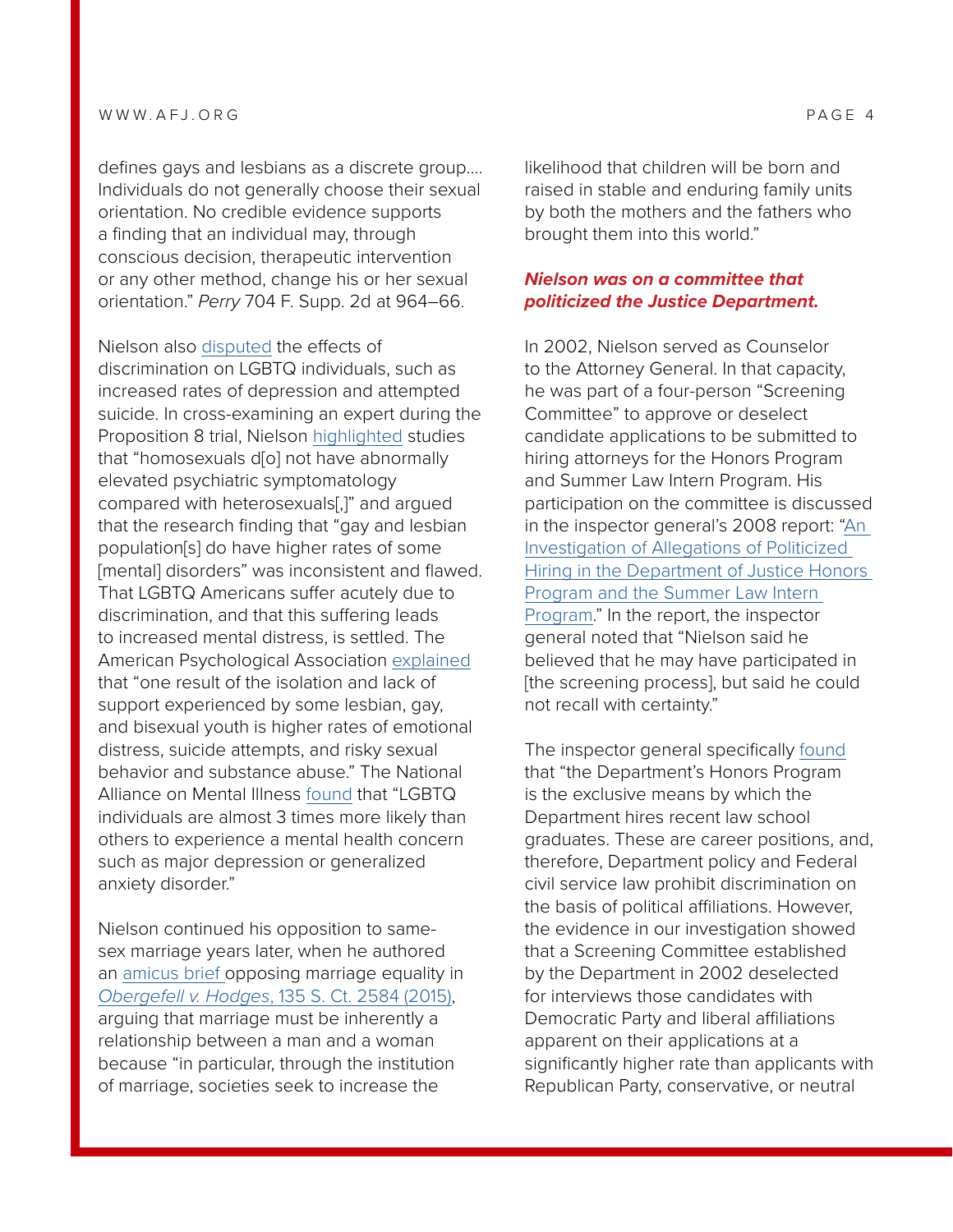defines gays and lesbians as a discrete group…. Individuals do not generally choose their sexual orientation. No credible evidence supports a finding that an individual may, through conscious decision, therapeutic intervention or any other method, change his or her sexual orientation." *Perry* 704 F. Supp. 2d at 964–66.

Nielson also disputed the effects of discrimination on LGBTQ individuals, such as increased rates of depression and attempted suicide. In cross-examining an expert during the Proposition 8 trial, Nielson highlighted studies that "homosexuals d[o] not have abnormally elevated psychiatric symptomatology compared with heterosexuals[,]" and argued that the research finding that "gay and lesbian population[s] do have higher rates of some [mental] disorders" was inconsistent and flawed. That LGBTQ Americans suffer acutely due to discrimination, and that this suffering leads to increased mental distress, is settled. The American Psychological Association explained that "one result of the isolation and lack of support experienced by some lesbian, gay, and bisexual youth is higher rates of emotional distress, suicide attempts, and risky sexual behavior and substance abuse." The National Alliance on Mental Illness found that "LGBTQ individuals are almost 3 times more likely than others to experience a mental health concern such as major depression or generalized anxiety disorder."

Nielson continued his opposition to same-sex marriage years later, when he authored an amicus brief opposing marriage equality in *Obergefell v. Hodges*, 135 S. Ct. 2584 (2015), arguing that marriage must be inherently a relationship between a man and a woman because "in particular, through the institution of marriage, societies seek to increase the likelihood that children will be born and raised in stable and enduring family units by both the mothers and the fathers who brought them into this world."

***Nielson was on a committee that politicized the Justice Department.***

In 2002, Nielson served as Counselor to the Attorney General. In that capacity, he was part of a four-person "Screening Committee" to approve or deselect candidate applications to be submitted to hiring attorneys for the Honors Program and Summer Law Intern Program. His participation on the committee is discussed in the inspector general's 2008 report: "An Investigation of Allegations of Politicized Hiring in the Department of Justice Honors Program and the Summer Law Intern Program." In the report, the inspector general noted that "Nielson said he believed that he may have participated in [the screening process], but said he could not recall with certainty."

The inspector general specifically found that "the Department's Honors Program is the exclusive means by which the Department hires recent law school graduates. These are career positions, and, therefore, Department policy and Federal civil service law prohibit discrimination on the basis of political affiliations. However, the evidence in our investigation showed that a Screening Committee established by the Department in 2002 deselected for interviews those candidates with Democratic Party and liberal affiliations apparent on their applications at a significantly higher rate than applicants with Republican Party, conservative, or neutral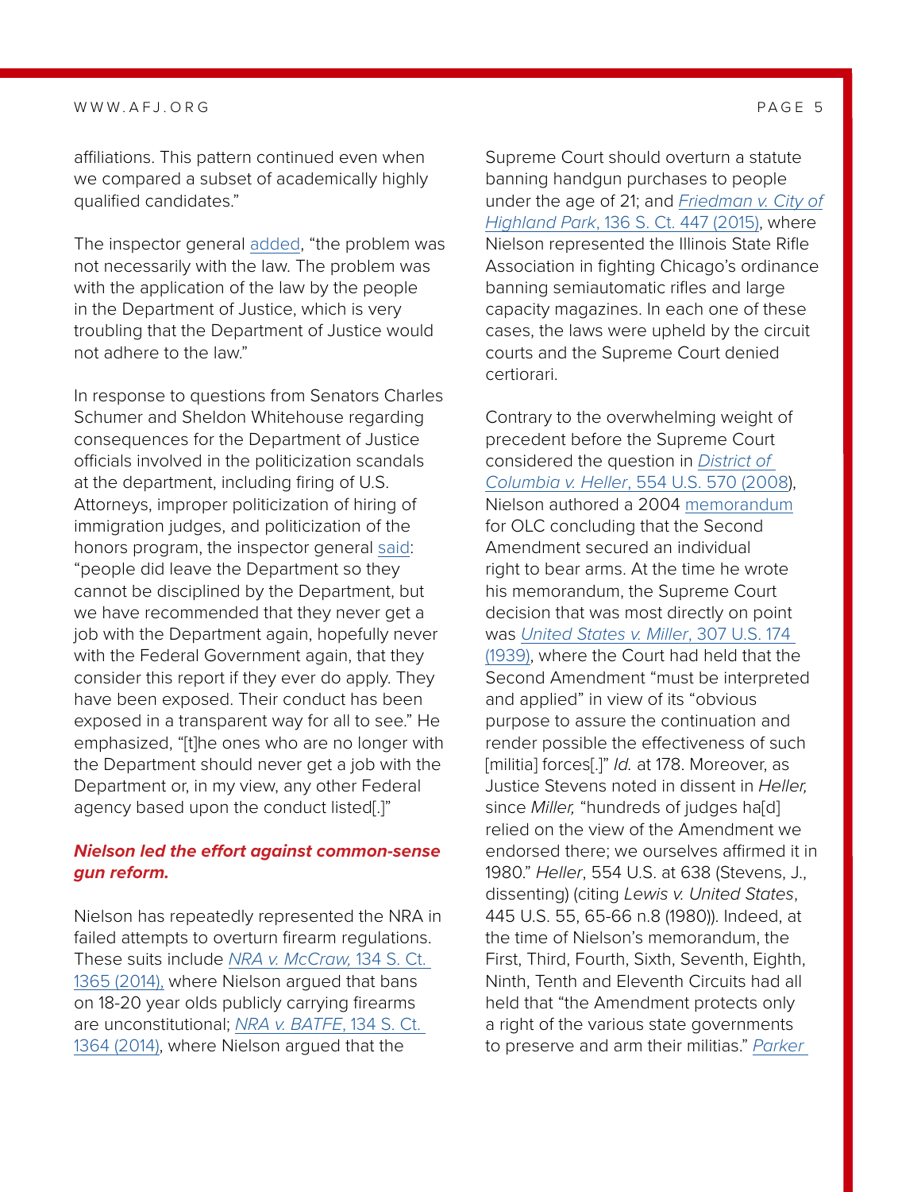affiliations. This pattern continued even when we compared a subset of academically highly qualified candidates."

The inspector general added, "the problem was not necessarily with the law. The problem was with the application of the law by the people in the Department of Justice, which is very troubling that the Department of Justice would not adhere to the law."

In response to questions from Senators Charles Schumer and Sheldon Whitehouse regarding consequences for the Department of Justice officials involved in the politicization scandals at the department, including firing of U.S. Attorneys, improper politicization of hiring of immigration judges, and politicization of the honors program, the inspector general said: "people did leave the Department so they cannot be disciplined by the Department, but we have recommended that they never get a job with the Department again, hopefully never with the Federal Government again, that they consider this report if they ever do apply. They have been exposed. Their conduct has been exposed in a transparent way for all to see." He emphasized, "[t]he ones who are no longer with the Department should never get a job with the Department or, in my view, any other Federal agency based upon the conduct listed[.]"

***Nielson led the effort against common-sense gun reform.***

Nielson has repeatedly represented the NRA in failed attempts to overturn firearm regulations. These suits include *NRA v. McCraw,* 134 S. Ct. 1365 (2014), where Nielson argued that bans on 18-20 year olds publicly carrying firearms are unconstitutional; *NRA v. BATFE*, 134 S. Ct. 1364 (2014), where Nielson argued that the Supreme Court should overturn a statute banning handgun purchases to people under the age of 21; and *Friedman v. City of Highland Park*, 136 S. Ct. 447 (2015), where Nielson represented the Illinois State Rifle Association in fighting Chicago's ordinance banning semiautomatic rifles and large capacity magazines. In each one of these cases, the laws were upheld by the circuit courts and the Supreme Court denied certiorari.

Contrary to the overwhelming weight of precedent before the Supreme Court considered the question in *District of Columbia v. Heller*, 554 U.S. 570 (2008), Nielson authored a 2004 memorandum for OLC concluding that the Second Amendment secured an individual right to bear arms. At the time he wrote his memorandum, the Supreme Court decision that was most directly on point was *United States v. Miller*, 307 U.S. 174 (1939), where the Court had held that the Second Amendment "must be interpreted and applied" in view of its "obvious purpose to assure the continuation and render possible the effectiveness of such [militia] forces[.]" *Id.* at 178. Moreover, as Justice Stevens noted in dissent in *Heller,* since *Miller,* "hundreds of judges ha[d] relied on the view of the Amendment we endorsed there; we ourselves affirmed it in 1980." *Heller*, 554 U.S. at 638 (Stevens, J., dissenting) (citing *Lewis v. United States*, 445 U.S. 55, 65-66 n.8 (1980)). Indeed, at the time of Nielson's memorandum, the First, Third, Fourth, Sixth, Seventh, Eighth, Ninth, Tenth and Eleventh Circuits had all held that "the Amendment protects only a right of the various state governments to preserve and arm their militias." *Parker*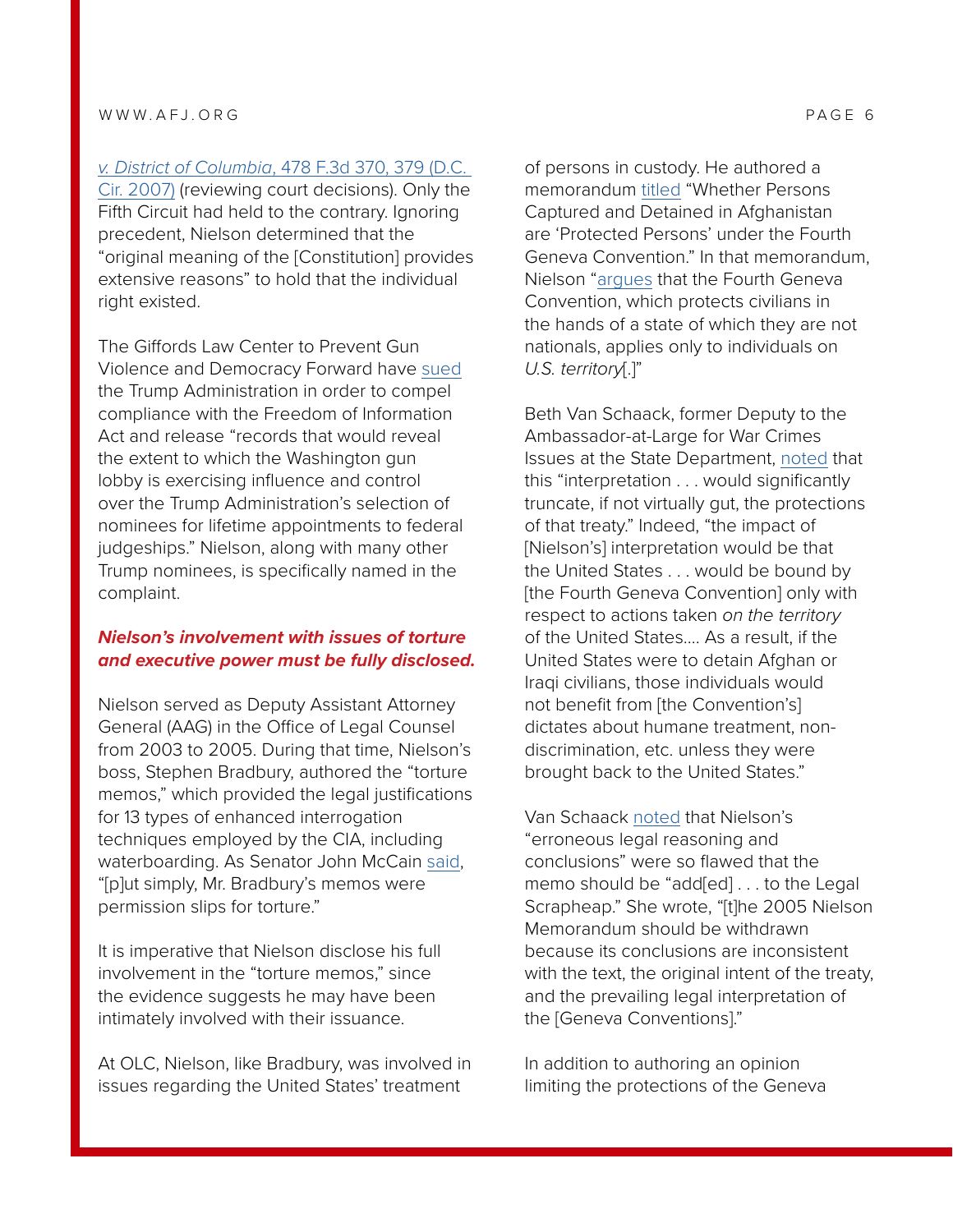*v. District of Columbia*, 478 F.3d 370, 379 (D.C. Cir. 2007) (reviewing court decisions). Only the Fifth Circuit had held to the contrary. Ignoring precedent, Nielson determined that the "original meaning of the [Constitution] provides extensive reasons" to hold that the individual right existed.

The Giffords Law Center to Prevent Gun Violence and Democracy Forward have sued the Trump Administration in order to compel compliance with the Freedom of Information Act and release "records that would reveal the extent to which the Washington gun lobby is exercising influence and control over the Trump Administration's selection of nominees for lifetime appointments to federal judgeships." Nielson, along with many other Trump nominees, is specifically named in the complaint.

***Nielson's involvement with issues of torture and executive power must be fully disclosed.***

Nielson served as Deputy Assistant Attorney General (AAG) in the Office of Legal Counsel from 2003 to 2005. During that time, Nielson's boss, Stephen Bradbury, authored the "torture memos," which provided the legal justifications for 13 types of enhanced interrogation techniques employed by the CIA, including waterboarding. As Senator John McCain said, "[p]ut simply, Mr. Bradbury's memos were permission slips for torture."

It is imperative that Nielson disclose his full involvement in the "torture memos," since the evidence suggests he may have been intimately involved with their issuance.

At OLC, Nielson, like Bradbury, was involved in issues regarding the United States' treatment of persons in custody. He authored a memorandum titled "Whether Persons Captured and Detained in Afghanistan are 'Protected Persons' under the Fourth Geneva Convention." In that memorandum, Nielson "argues that the Fourth Geneva Convention, which protects civilians in the hands of a state of which they are not nationals, applies only to individuals on *U.S. territory*[.]"

Beth Van Schaack, former Deputy to the Ambassador-at-Large for War Crimes Issues at the State Department, noted that this "interpretation . . . would significantly truncate, if not virtually gut, the protections of that treaty." Indeed, "the impact of [Nielson's] interpretation would be that the United States . . . would be bound by [the Fourth Geneva Convention] only with respect to actions taken *on the territory* of the United States.... As a result, if the United States were to detain Afghan or Iraqi civilians, those individuals would not benefit from [the Convention's] dictates about humane treatment, non-discrimination, etc. unless they were brought back to the United States."

Van Schaack noted that Nielson's "erroneous legal reasoning and conclusions" were so flawed that the memo should be "add[ed] . . . to the Legal Scrapheap." She wrote, "[t]he 2005 Nielson Memorandum should be withdrawn because its conclusions are inconsistent with the text, the original intent of the treaty, and the prevailing legal interpretation of the [Geneva Conventions]."

In addition to authoring an opinion limiting the protections of the Geneva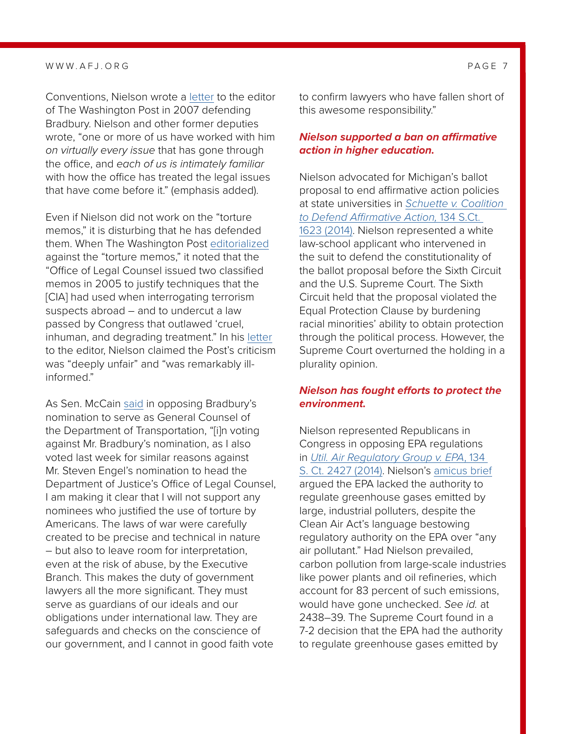Conventions, Nielson wrote a letter to the editor of The Washington Post in 2007 defending Bradbury. Nielson and other former deputies wrote, "one or more of us have worked with him *on virtually every issue* that has gone through the office, and *each of us is intimately familiar* with how the office has treated the legal issues that have come before it." (emphasis added).

Even if Nielson did not work on the "torture memos," it is disturbing that he has defended them. When The Washington Post editorialized against the "torture memos," it noted that the "Office of Legal Counsel issued two classified memos in 2005 to justify techniques that the [CIA] had used when interrogating terrorism suspects abroad – and to undercut a law passed by Congress that outlawed 'cruel, inhuman, and degrading treatment." In his letter to the editor, Nielson claimed the Post's criticism was "deeply unfair" and "was remarkably ill-informed."

As Sen. McCain said in opposing Bradbury's nomination to serve as General Counsel of the Department of Transportation, "[i]n voting against Mr. Bradbury's nomination, as I also voted last week for similar reasons against Mr. Steven Engel's nomination to head the Department of Justice's Office of Legal Counsel, I am making it clear that I will not support any nominees who justified the use of torture by Americans. The laws of war were carefully created to be precise and technical in nature – but also to leave room for interpretation, even at the risk of abuse, by the Executive Branch. This makes the duty of government lawyers all the more significant. They must serve as guardians of our ideals and our obligations under international law. They are safeguards and checks on the conscience of our government, and I cannot in good faith vote to confirm lawyers who have fallen short of this awesome responsibility."

### *Nielson supported a ban on affirmative action in higher education.*

Nielson advocated for Michigan's ballot proposal to end affirmative action policies at state universities in *Schuette v. Coalition to Defend Affirmative Action*, 134 S.Ct. 1623 (2014). Nielson represented a white law-school applicant who intervened in the suit to defend the constitutionality of the ballot proposal before the Sixth Circuit and the U.S. Supreme Court. The Sixth Circuit held that the proposal violated the Equal Protection Clause by burdening racial minorities' ability to obtain protection through the political process. However, the Supreme Court overturned the holding in a plurality opinion.

### *Nielson has fought efforts to protect the environment.*

Nielson represented Republicans in Congress in opposing EPA regulations in *Util. Air Regulatory Group v. EPA*, 134 S. Ct. 2427 (2014). Nielson's amicus brief argued the EPA lacked the authority to regulate greenhouse gases emitted by large, industrial polluters, despite the Clean Air Act's language bestowing regulatory authority on the EPA over "any air pollutant." Had Nielson prevailed, carbon pollution from large-scale industries like power plants and oil refineries, which account for 83 percent of such emissions, would have gone unchecked. *See id.* at 2438–39. The Supreme Court found in a 7-2 decision that the EPA had the authority to regulate greenhouse gases emitted by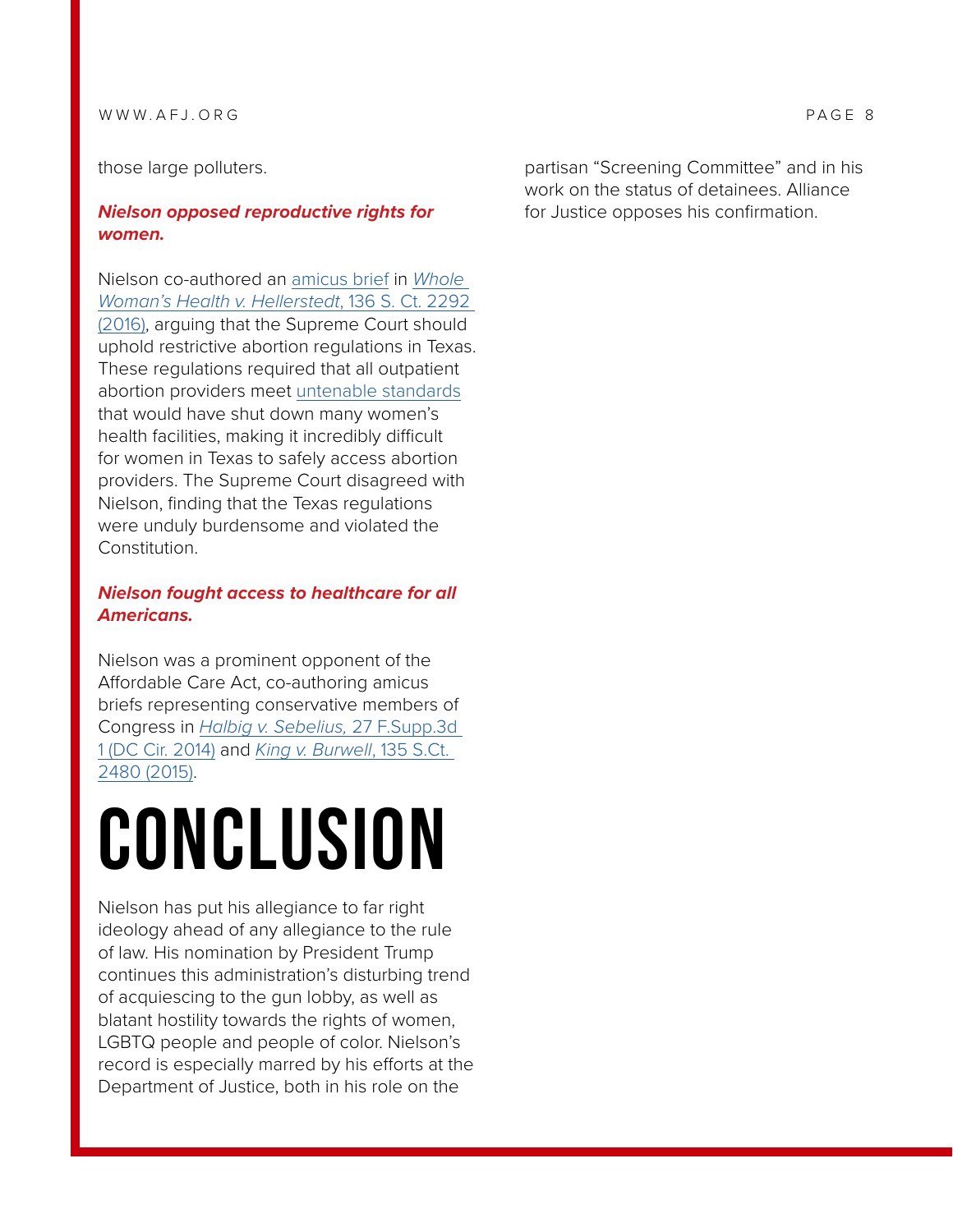those large polluters.

***Nielson opposed reproductive rights for women.***

Nielson co-authored an amicus brief in *Whole Woman's Health v. Hellerstedt*, 136 S. Ct. 2292 (2016), arguing that the Supreme Court should uphold restrictive abortion regulations in Texas. These regulations required that all outpatient abortion providers meet untenable standards that would have shut down many women's health facilities, making it incredibly difficult for women in Texas to safely access abortion providers. The Supreme Court disagreed with Nielson, finding that the Texas regulations were unduly burdensome and violated the Constitution.

***Nielson fought access to healthcare for all Americans.***

Nielson was a prominent opponent of the Affordable Care Act, co-authoring amicus briefs representing conservative members of Congress in *Halbig v. Sebelius*, 27 F.Supp.3d 1 (DC Cir. 2014) and *King v. Burwell*, 135 S.Ct. 2480 (2015).

# CONCLUSION

Nielson has put his allegiance to far right ideology ahead of any allegiance to the rule of law. His nomination by President Trump continues this administration's disturbing trend of acquiescing to the gun lobby, as well as blatant hostility towards the rights of women, LGBTQ people and people of color. Nielson's record is especially marred by his efforts at the Department of Justice, both in his role on the partisan "Screening Committee" and in his work on the status of detainees. Alliance for Justice opposes his confirmation.